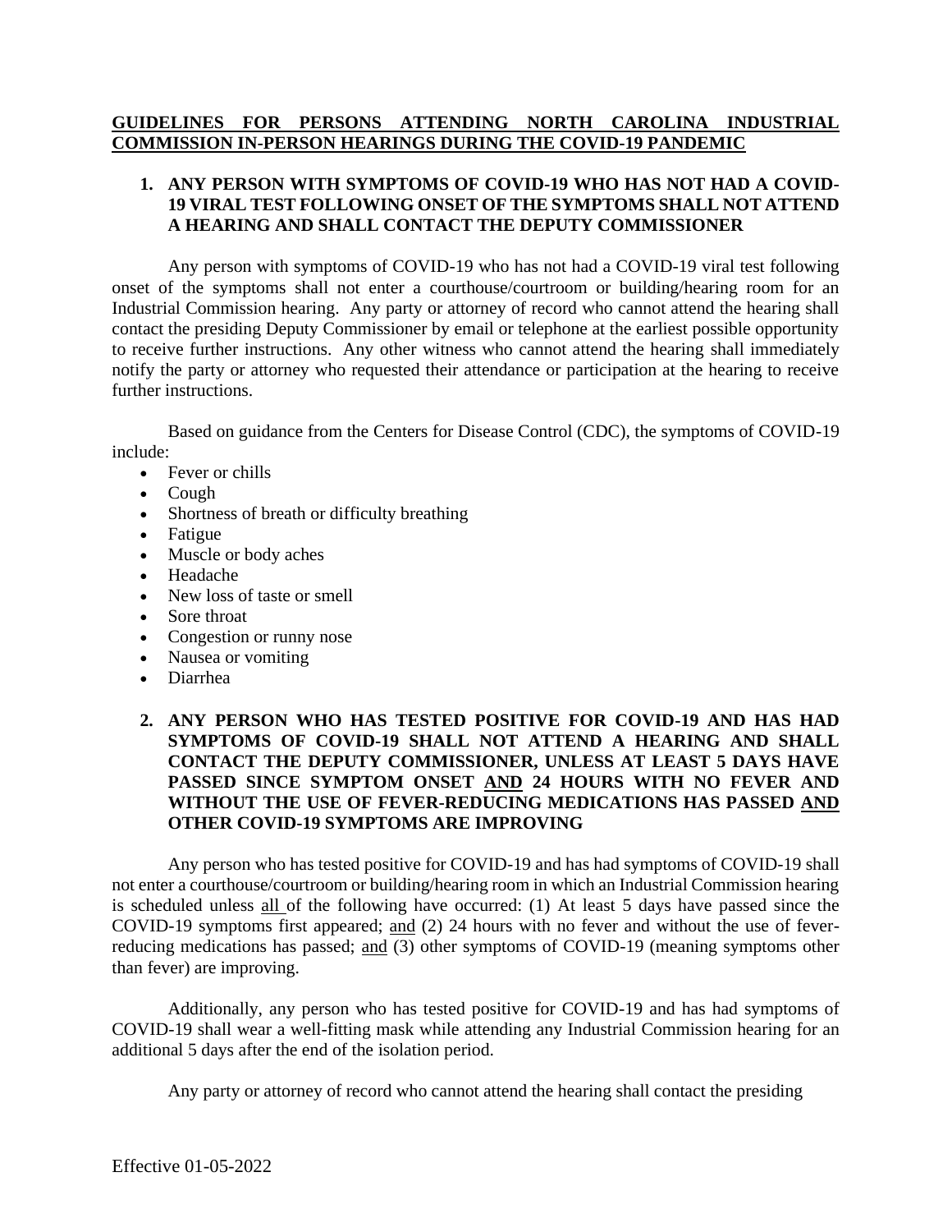# GUIDELINES FOR PERSONS ATTENDING NORTH CAROLINA INDUSTRIAL COMMISSION IN-PERSON HEARINGS DURING THE COVID-19 PANDEMIC

## 1. ANY PERSON WITH SYMPTOMS OF COVID-19 WHO HAS NOT HAD A COVID-19 VIRAL TEST FOLLOWING ONSET OF THE SYMPTOMS SHALL NOT ATTEND A HEARING AND SHALL CONTACT THE DEPUTY COMMISSIONER

Any person with symptoms of COVID-19 who has not had a COVID-19 viral test following onset of the symptoms shall not enter a courthouse/courtroom or building/hearing room for an Industrial Commission hearing. Any party or attorney of record who cannot attend the hearing shall contact the presiding Deputy Commissioner by email or telephone at the earliest possible opportunity to receive further instructions. Any other witness who cannot attend the hearing shall immediately notify the party or attorney who requested their attendance or participation at the hearing to receive further instructions.

Based on guidance from the Centers for Disease Control (CDC), the symptoms of COVID-19 include:

- Fever or chills
- Cough
- Shortness of breath or difficulty breathing
- Fatigue
- Muscle or body aches
- Headache
- New loss of taste or smell
- Sore throat
- Congestion or runny nose
- Nausea or vomiting
- Diarrhea

## 2. ANY PERSON WHO HAS TESTED POSITIVE FOR COVID-19 AND HAS HAD SYMPTOMS OF COVID-19 SHALL NOT ATTEND A HEARING AND SHALL CONTACT THE DEPUTY COMMISSIONER, UNLESS AT LEAST 5 DAYS HAVE PASSED SINCE SYMPTOM ONSET AND 24 HOURS WITH NO FEVER AND WITHOUT THE USE OF FEVER-REDUCING MEDICATIONS HAS PASSED AND OTHER COVID-19 SYMPTOMS ARE IMPROVING

Any person who has tested positive for COVID-19 and has had symptoms of COVID-19 shall not enter a courthouse/courtroom or building/hearing room in which an Industrial Commission hearing is scheduled unless all of the following have occurred: (1) At least 5 days have passed since the COVID-19 symptoms first appeared; and (2) 24 hours with no fever and without the use of fever-reducing medications has passed; and (3) other symptoms of COVID-19 (meaning symptoms other than fever) are improving.

Additionally, any person who has tested positive for COVID-19 and has had symptoms of COVID-19 shall wear a well-fitting mask while attending any Industrial Commission hearing for an additional 5 days after the end of the isolation period.

Any party or attorney of record who cannot attend the hearing shall contact the presiding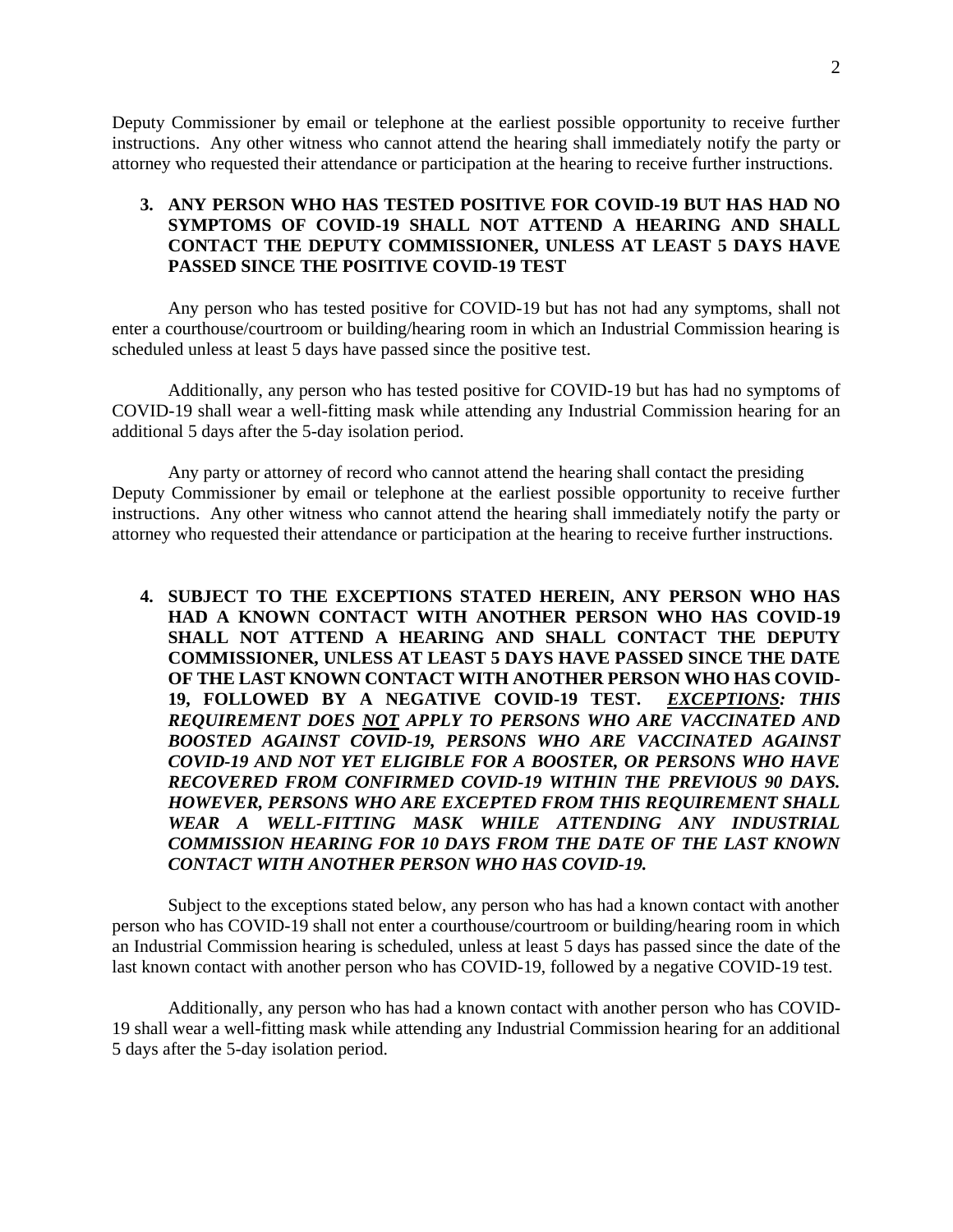Deputy Commissioner by email or telephone at the earliest possible opportunity to receive further instructions. Any other witness who cannot attend the hearing shall immediately notify the party or attorney who requested their attendance or participation at the hearing to receive further instructions.

**3. ANY PERSON WHO HAS TESTED POSITIVE FOR COVID-19 BUT HAS HAD NO SYMPTOMS OF COVID-19 SHALL NOT ATTEND A HEARING AND SHALL CONTACT THE DEPUTY COMMISSIONER, UNLESS AT LEAST 5 DAYS HAVE PASSED SINCE THE POSITIVE COVID-19 TEST**

Any person who has tested positive for COVID-19 but has not had any symptoms, shall not enter a courthouse/courtroom or building/hearing room in which an Industrial Commission hearing is scheduled unless at least 5 days have passed since the positive test.

Additionally, any person who has tested positive for COVID-19 but has had no symptoms of COVID-19 shall wear a well-fitting mask while attending any Industrial Commission hearing for an additional 5 days after the 5-day isolation period.

Any party or attorney of record who cannot attend the hearing shall contact the presiding Deputy Commissioner by email or telephone at the earliest possible opportunity to receive further instructions. Any other witness who cannot attend the hearing shall immediately notify the party or attorney who requested their attendance or participation at the hearing to receive further instructions.

**4. SUBJECT TO THE EXCEPTIONS STATED HEREIN, ANY PERSON WHO HAS HAD A KNOWN CONTACT WITH ANOTHER PERSON WHO HAS COVID-19 SHALL NOT ATTEND A HEARING AND SHALL CONTACT THE DEPUTY COMMISSIONER, UNLESS AT LEAST 5 DAYS HAVE PASSED SINCE THE DATE OF THE LAST KNOWN CONTACT WITH ANOTHER PERSON WHO HAS COVID-19, FOLLOWED BY A NEGATIVE COVID-19 TEST. *<u>EXCEPTIONS</u>: THIS REQUIREMENT DOES <u>NOT</u> APPLY TO PERSONS WHO ARE VACCINATED AND BOOSTED AGAINST COVID-19, PERSONS WHO ARE VACCINATED AGAINST COVID-19 AND NOT YET ELIGIBLE FOR A BOOSTER, OR PERSONS WHO HAVE RECOVERED FROM CONFIRMED COVID-19 WITHIN THE PREVIOUS 90 DAYS. HOWEVER, PERSONS WHO ARE EXCEPTED FROM THIS REQUIREMENT SHALL WEAR A WELL-FITTING MASK WHILE ATTENDING ANY INDUSTRIAL COMMISSION HEARING FOR 10 DAYS FROM THE DATE OF THE LAST KNOWN CONTACT WITH ANOTHER PERSON WHO HAS COVID-19.***

Subject to the exceptions stated below, any person who has had a known contact with another person who has COVID-19 shall not enter a courthouse/courtroom or building/hearing room in which an Industrial Commission hearing is scheduled, unless at least 5 days has passed since the date of the last known contact with another person who has COVID-19, followed by a negative COVID-19 test.

Additionally, any person who has had a known contact with another person who has COVID-19 shall wear a well-fitting mask while attending any Industrial Commission hearing for an additional 5 days after the 5-day isolation period.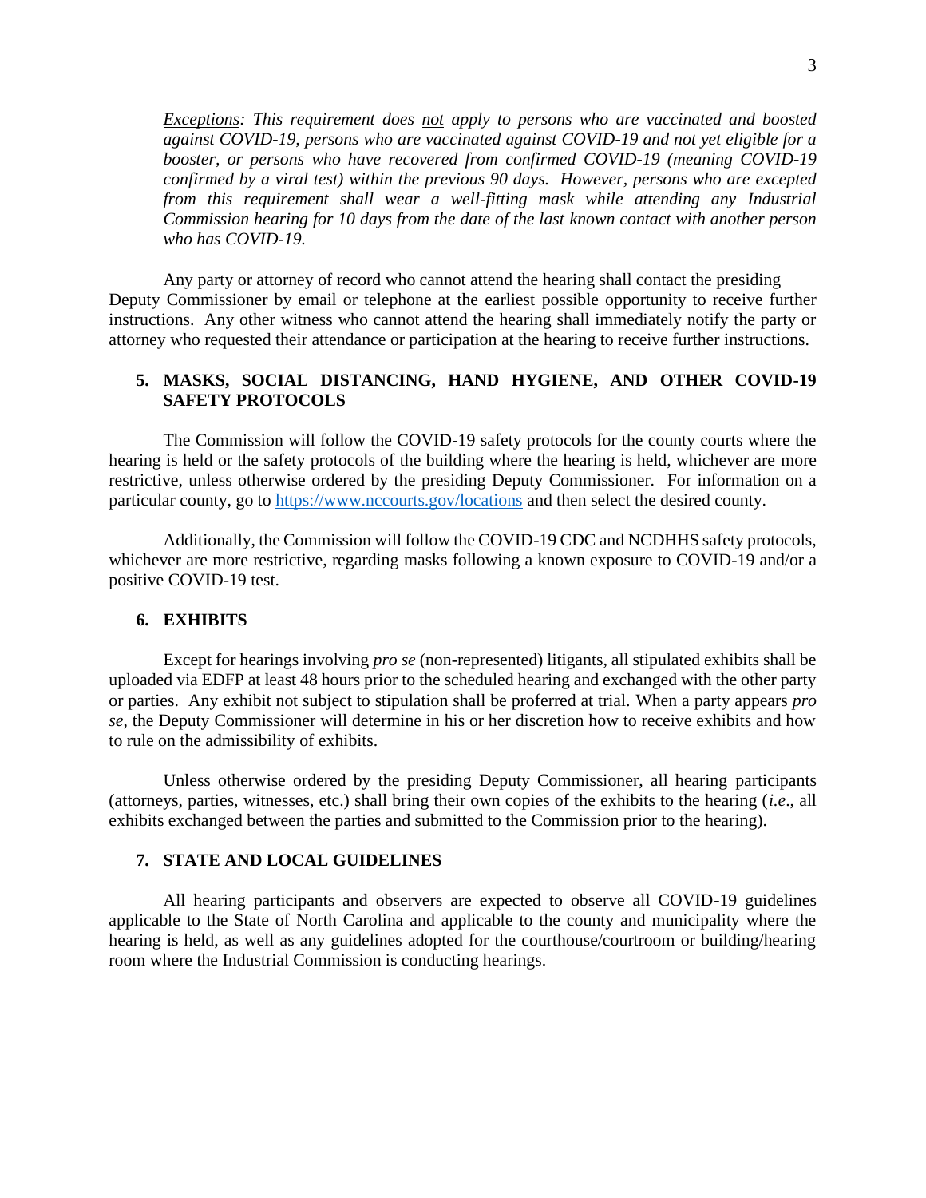*<u>Exceptions</u>: This requirement does <u>not</u> apply to persons who are vaccinated and boosted against COVID-19, persons who are vaccinated against COVID-19 and not yet eligible for a booster, or persons who have recovered from confirmed COVID-19 (meaning COVID-19 confirmed by a viral test) within the previous 90 days. However, persons who are excepted from this requirement shall wear a well-fitting mask while attending any Industrial Commission hearing for 10 days from the date of the last known contact with another person who has COVID-19.*

Any party or attorney of record who cannot attend the hearing shall contact the presiding Deputy Commissioner by email or telephone at the earliest possible opportunity to receive further instructions. Any other witness who cannot attend the hearing shall immediately notify the party or attorney who requested their attendance or participation at the hearing to receive further instructions.

## 5. MASKS, SOCIAL DISTANCING, HAND HYGIENE, AND OTHER COVID-19 SAFETY PROTOCOLS

The Commission will follow the COVID-19 safety protocols for the county courts where the hearing is held or the safety protocols of the building where the hearing is held, whichever are more restrictive, unless otherwise ordered by the presiding Deputy Commissioner. For information on a particular county, go to https://www.nccourts.gov/locations and then select the desired county.

Additionally, the Commission will follow the COVID-19 CDC and NCDHHS safety protocols, whichever are more restrictive, regarding masks following a known exposure to COVID-19 and/or a positive COVID-19 test.

## 6. EXHIBITS

Except for hearings involving *pro se* (non-represented) litigants, all stipulated exhibits shall be uploaded via EDFP at least 48 hours prior to the scheduled hearing and exchanged with the other party or parties. Any exhibit not subject to stipulation shall be proferred at trial. When a party appears *pro se*, the Deputy Commissioner will determine in his or her discretion how to receive exhibits and how to rule on the admissibility of exhibits.

Unless otherwise ordered by the presiding Deputy Commissioner, all hearing participants (attorneys, parties, witnesses, etc.) shall bring their own copies of the exhibits to the hearing (*i.e*., all exhibits exchanged between the parties and submitted to the Commission prior to the hearing).

## 7. STATE AND LOCAL GUIDELINES

All hearing participants and observers are expected to observe all COVID-19 guidelines applicable to the State of North Carolina and applicable to the county and municipality where the hearing is held, as well as any guidelines adopted for the courthouse/courtroom or building/hearing room where the Industrial Commission is conducting hearings.